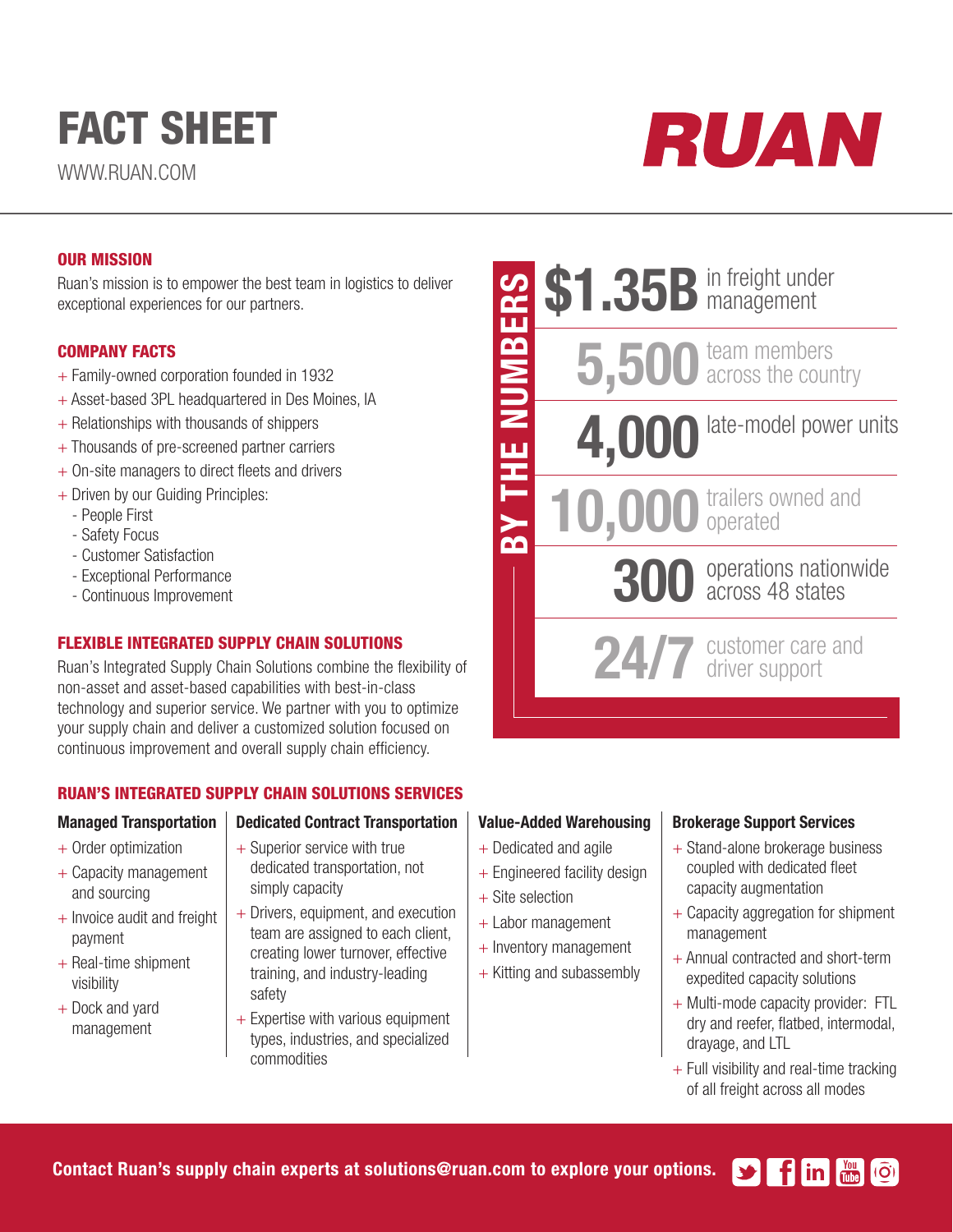# FACT SHEET

WWW.RUAN.COM

RUAN

## OUR MISSION

Ruan's mission is to empower the best team in logistics to deliver exceptional experiences for our partners.

## COMPANY FACTS

+ Family-owned corporation founded in 1932
+ Asset-based 3PL headquartered in Des Moines, IA
+ Relationships with thousands of shippers
+ Thousands of pre-screened partner carriers
+ On-site managers to direct fleets and drivers
+ Driven by our Guiding Principles:
  - People First
  - Safety Focus
  - Customer Satisfaction
  - Exceptional Performance
  - Continuous Improvement

## FLEXIBLE INTEGRATED SUPPLY CHAIN SOLUTIONS

Ruan's Integrated Supply Chain Solutions combine the flexibility of non-asset and asset-based capabilities with best-in-class technology and superior service. We partner with you to optimize your supply chain and deliver a customized solution focused on continuous improvement and overall supply chain efficiency.

## BY THE NUMBERS

**$1.35B** in freight under management

**5,500** team members across the country

**4,000** late-model power units

**10,000** trailers owned and operated

**300** operations nationwide across 48 states

**24/7** customer care and driver support

## RUAN'S INTEGRATED SUPPLY CHAIN SOLUTIONS SERVICES

### Managed Transportation

+ Order optimization
+ Capacity management and sourcing
+ Invoice audit and freight payment
+ Real-time shipment visibility
+ Dock and yard management

### Dedicated Contract Transportation

+ Superior service with true dedicated transportation, not simply capacity
+ Drivers, equipment, and execution team are assigned to each client, creating lower turnover, effective training, and industry-leading safety
+ Expertise with various equipment types, industries, and specialized commodities

### Value-Added Warehousing

+ Dedicated and agile
+ Engineered facility design
+ Site selection
+ Labor management
+ Inventory management
+ Kitting and subassembly

### Brokerage Support Services

+ Stand-alone brokerage business coupled with dedicated fleet capacity augmentation
+ Capacity aggregation for shipment management
+ Annual contracted and short-term expedited capacity solutions
+ Multi-mode capacity provider: FTL dry and reefer, flatbed, intermodal, drayage, and LTL
+ Full visibility and real-time tracking of all freight across all modes

**Contact Ruan's supply chain experts at solutions@ruan.com to explore your options.**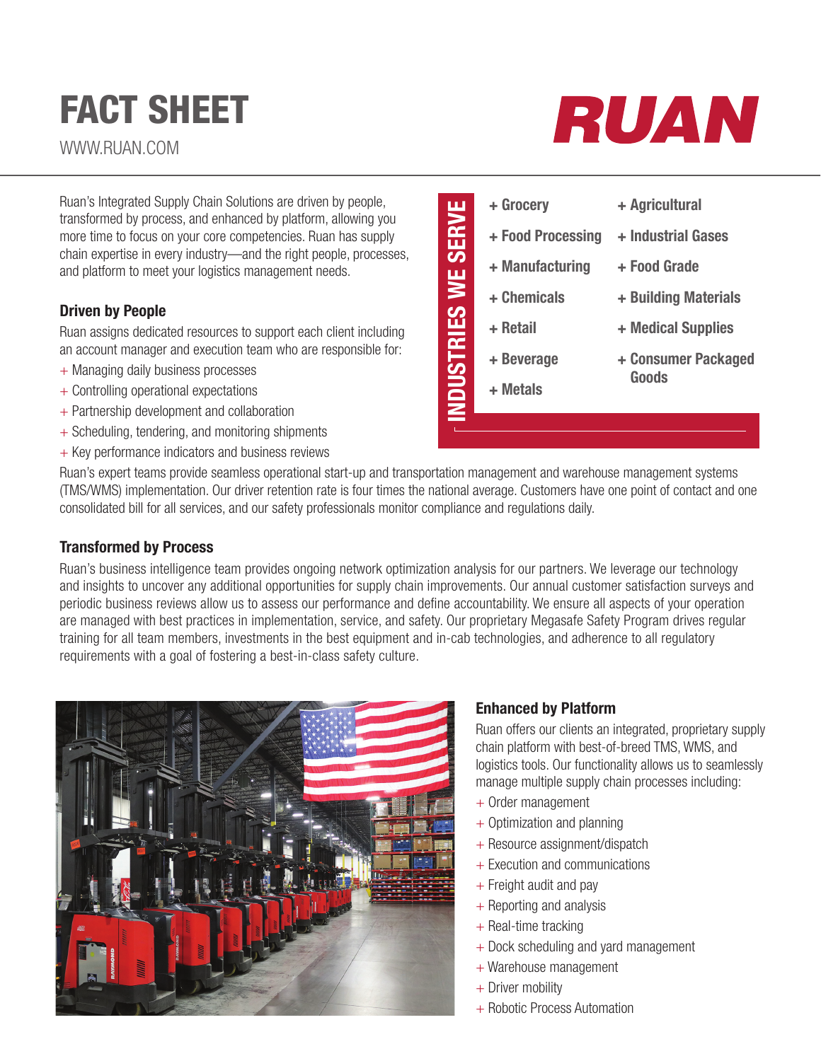# FACT SHEET

WWW.RUAN.COM

RUAN

Ruan's Integrated Supply Chain Solutions are driven by people, transformed by process, and enhanced by platform, allowing you more time to focus on your core competencies. Ruan has supply chain expertise in every industry—and the right people, processes, and platform to meet your logistics management needs.

## INDUSTRIES WE SERVE

- Grocery
- Food Processing
- Manufacturing
- Chemicals
- Retail
- Beverage
- Metals
- Agricultural
- Industrial Gases
- Food Grade
- Building Materials
- Medical Supplies
- Consumer Packaged Goods

### Driven by People

Ruan assigns dedicated resources to support each client including an account manager and execution team who are responsible for:

- Managing daily business processes
- Controlling operational expectations
- Partnership development and collaboration
- Scheduling, tendering, and monitoring shipments
- Key performance indicators and business reviews

Ruan's expert teams provide seamless operational start-up and transportation management and warehouse management systems (TMS/WMS) implementation. Our driver retention rate is four times the national average. Customers have one point of contact and one consolidated bill for all services, and our safety professionals monitor compliance and regulations daily.

### Transformed by Process

Ruan's business intelligence team provides ongoing network optimization analysis for our partners. We leverage our technology and insights to uncover any additional opportunities for supply chain improvements. Our annual customer satisfaction surveys and periodic business reviews allow us to assess our performance and define accountability. We ensure all aspects of your operation are managed with best practices in implementation, service, and safety. Our proprietary Megasafe Safety Program drives regular training for all team members, investments in the best equipment and in-cab technologies, and adherence to all regulatory requirements with a goal of fostering a best-in-class safety culture.

### Enhanced by Platform

Ruan offers our clients an integrated, proprietary supply chain platform with best-of-breed TMS, WMS, and logistics tools. Our functionality allows us to seamlessly manage multiple supply chain processes including:

- Order management
- Optimization and planning
- Resource assignment/dispatch
- Execution and communications
- Freight audit and pay
- Reporting and analysis
- Real-time tracking
- Dock scheduling and yard management
- Warehouse management
- Driver mobility
- Robotic Process Automation